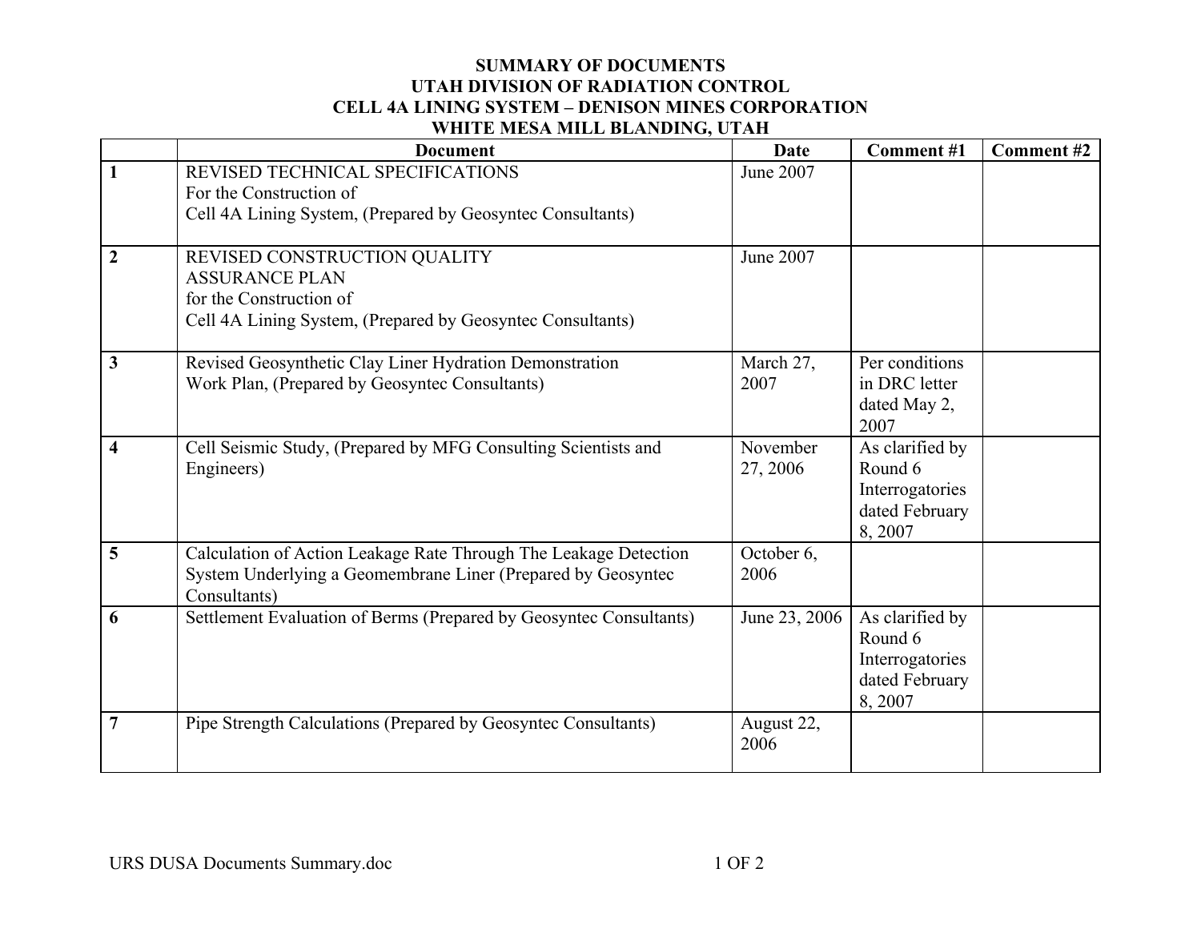# SUMMARY OF DOCUMENTS
## UTAH DIVISION OF RADIATION CONTROL
## CELL 4A LINING SYSTEM – DENISON MINES CORPORATION
## WHITE MESA MILL BLANDING, UTAH

| | Document | Date | Comment #1 | Comment #2 |
|---|---|---|---|---|
| **1** | REVISED TECHNICAL SPECIFICATIONS<br>For the Construction of<br>Cell 4A Lining System, (Prepared by Geosyntec Consultants) | June 2007 | | |
| **2** | REVISED CONSTRUCTION QUALITY ASSURANCE PLAN<br>for the Construction of<br>Cell 4A Lining System, (Prepared by Geosyntec Consultants) | June 2007 | | |
| **3** | Revised Geosynthetic Clay Liner Hydration Demonstration Work Plan, (Prepared by Geosyntec Consultants) | March 27, 2007 | Per conditions in DRC letter dated May 2, 2007 | |
| **4** | Cell Seismic Study, (Prepared by MFG Consulting Scientists and Engineers) | November 27, 2006 | As clarified by Round 6 Interrogatories dated February 8, 2007 | |
| **5** | Calculation of Action Leakage Rate Through The Leakage Detection System Underlying a Geomembrane Liner (Prepared by Geosyntec Consultants) | October 6, 2006 | | |
| **6** | Settlement Evaluation of Berms (Prepared by Geosyntec Consultants) | June 23, 2006 | As clarified by Round 6 Interrogatories dated February 8, 2007 | |
| **7** | Pipe Strength Calculations (Prepared by Geosyntec Consultants) | August 22, 2006 | | |

URS DUSA Documents Summary.doc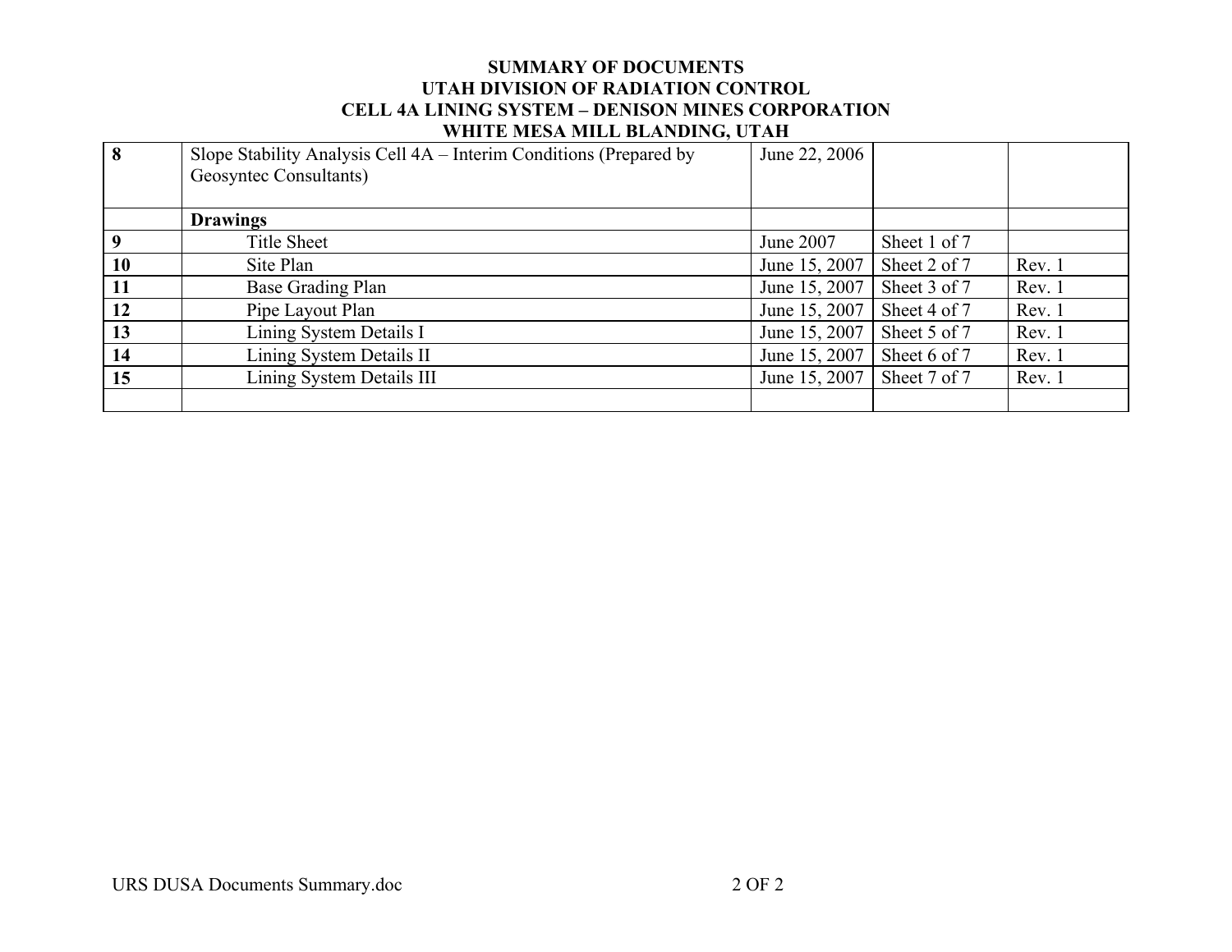# SUMMARY OF DOCUMENTS
# UTAH DIVISION OF RADIATION CONTROL
# CELL 4A LINING SYSTEM – DENISON MINES CORPORATION
# WHITE MESA MILL BLANDING, UTAH

| | | | | |
|---|---|---|---|---|
| **8** | Slope Stability Analysis Cell 4A – Interim Conditions (Prepared by Geosyntec Consultants) | June 22, 2006 | | |
| | **Drawings** | | | |
| **9** | Title Sheet | June 2007 | Sheet 1 of 7 | |
| **10** | Site Plan | June 15, 2007 | Sheet 2 of 7 | Rev. 1 |
| **11** | Base Grading Plan | June 15, 2007 | Sheet 3 of 7 | Rev. 1 |
| **12** | Pipe Layout Plan | June 15, 2007 | Sheet 4 of 7 | Rev. 1 |
| **13** | Lining System Details I | June 15, 2007 | Sheet 5 of 7 | Rev. 1 |
| **14** | Lining System Details II | June 15, 2007 | Sheet 6 of 7 | Rev. 1 |
| **15** | Lining System Details III | June 15, 2007 | Sheet 7 of 7 | Rev. 1 |
| | | | | |